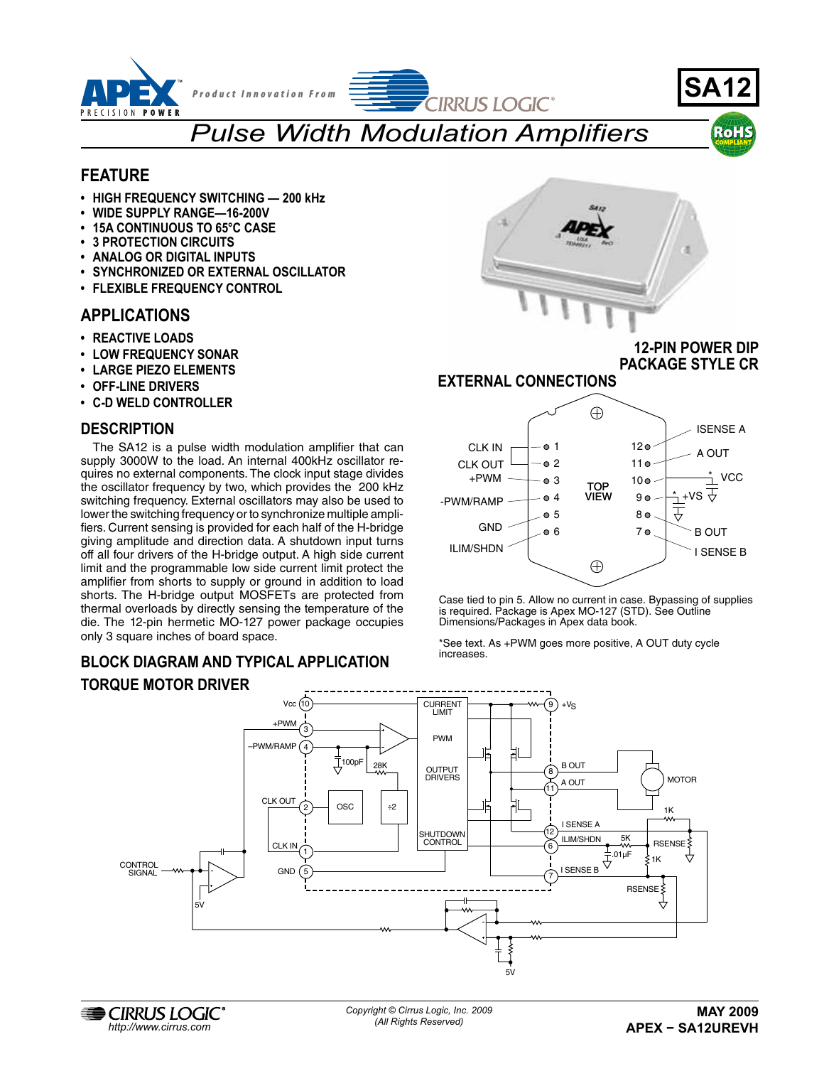# SA12

# Pulse Width Modulation Amplifiers

## FEATURE

- HIGH FREQUENCY SWITCHING — 200 kHz
- WIDE SUPPLY RANGE—16-200V
- 15A CONTINUOUS TO 65°C CASE
- 3 PROTECTION CIRCUITS
- ANALOG OR DIGITAL INPUTS
- SYNCHRONIZED OR EXTERNAL OSCILLATOR
- FLEXIBLE FREQUENCY CONTROL

## APPLICATIONS

- REACTIVE LOADS
- LOW FREQUENCY SONAR
- LARGE PIEZO ELEMENTS
- OFF-LINE DRIVERS
- C-D WELD CONTROLLER

## DESCRIPTION

The SA12 is a pulse width modulation amplifier that can supply 3000W to the load. An internal 400kHz oscillator requires no external components. The clock input stage divides the oscillator frequency by two, which provides the 200 kHz switching frequency. External oscillators may also be used to lower the switching frequency or to synchronize multiple amplifiers. Current sensing is provided for each half of the H-bridge giving amplitude and direction data. A shutdown input turns off all four drivers of the H-bridge output. A high side current limit and the programmable low side current limit protect the amplifier from shorts to supply or ground in addition to load shorts. The H-bridge output MOSFETs are protected from thermal overloads by directly sensing the temperature of the die. The 12-pin hermetic MO-127 power package occupies only 3 square inches of board space.

12-PIN POWER DIP
PACKAGE STYLE CR

## EXTERNAL CONNECTIONS

TOP VIEW

CLK IN 1, CLK OUT 2, +PWM 3, -PWM/RAMP 4, GND 5, ILIM/SHDN 6, I SENSE B 7, B OUT 8, +VS 9, VCC 10, A OUT 11, ISENSE A 12

Case tied to pin 5. Allow no current in case. Bypassing of supplies is required. Package is Apex MO-127 (STD). See Outline Dimensions/Packages in Apex data book.

*See text. As +PWM goes more positive, A OUT duty cycle increases.

## BLOCK DIAGRAM AND TYPICAL APPLICATION

## TORQUE MOTOR DRIVER

Vcc 10
+PWM 3
–PWM/RAMP 4
100pF
28K
CLK OUT 2
OSC
÷2
CLK IN 1
GND 5
CONTROL SIGNAL
5V
CURRENT LIMIT
PWM
OUTPUT DRIVERS
SHUTDOWN CONTROL
9 +VS
8 B OUT
11 A OUT
MOTOR
1K
12 I SENSE A
6 ILIM/SHDN
5K
.01µF
RSENSE
1K
7 I SENSE B
RSENSE
5V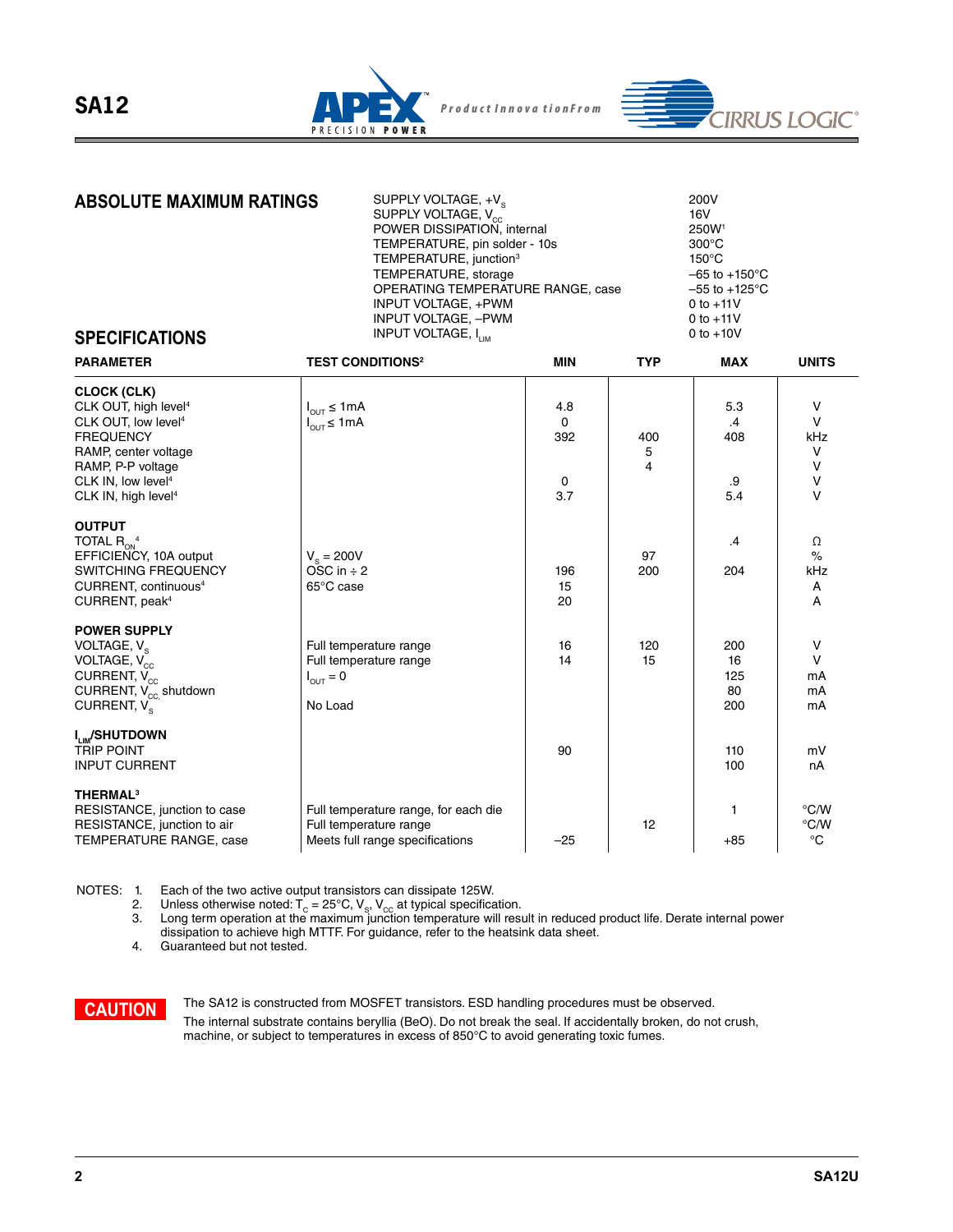## ABSOLUTE MAXIMUM RATINGS

| | |
|---|---|
| SUPPLY VOLTAGE, $+V_S$ | 200V |
| SUPPLY VOLTAGE, $V_{CC}$ | 16V |
| POWER DISSIPATION, internal | 250W[1] |
| TEMPERATURE, pin solder - 10s | 300°C |
| TEMPERATURE, junction[3] | 150°C |
| TEMPERATURE, storage | –65 to +150°C |
| OPERATING TEMPERATURE RANGE, case | –55 to +125°C |
| INPUT VOLTAGE, +PWM | 0 to +11V |
| INPUT VOLTAGE, –PWM | 0 to +11V |
| INPUT VOLTAGE, $I_{LIM}$ | 0 to +10V |

## SPECIFICATIONS

| PARAMETER | TEST CONDITIONS[2] | MIN | TYP | MAX | UNITS |
|---|---|---|---|---|---|
| **CLOCK (CLK)** | | | | | |
| CLK OUT, high level[4] | $I_{OUT} \leq 1mA$ | 4.8 | | 5.3 | V |
| CLK OUT, low level[4] | $I_{OUT} \leq 1mA$ | 0 | | .4 | V |
| FREQUENCY | | 392 | 400 | 408 | kHz |
| RAMP, center voltage | | | 5 | | V |
| RAMP, P-P voltage | | | 4 | | V |
| CLK IN, low level[4] | | 0 | | .9 | V |
| CLK IN, high level[4] | | 3.7 | | 5.4 | V |
| **OUTPUT** | | | | | |
| TOTAL $R_{ON}$[4] | | | | .4 | Ω |
| EFFICIENCY, 10A output | $V_S = 200V$ | | 97 | | % |
| SWITCHING FREQUENCY | OSC in ÷ 2 | 196 | 200 | 204 | kHz |
| CURRENT, continuous[4] | 65°C case | 15 | | | A |
| CURRENT, peak[4] | | 20 | | | A |
| **POWER SUPPLY** | | | | | |
| VOLTAGE, $V_S$ | Full temperature range | 16 | 120 | 200 | V |
| VOLTAGE, $V_{CC}$ | Full temperature range | 14 | 15 | 16 | V |
| CURRENT, $V_{CC}$ | $I_{OUT} = 0$ | | | 125 | mA |
| CURRENT, $V_{CC}$, shutdown | | | | 80 | mA |
| CURRENT, $V_S$ | No Load | | | 200 | mA |
| **$I_{LIM}$/SHUTDOWN** | | | | | |
| TRIP POINT | | 90 | | 110 | mV |
| INPUT CURRENT | | | | 100 | nA |
| **THERMAL**[3] | | | | | |
| RESISTANCE, junction to case | Full temperature range, for each die | | | 1 | °C/W |
| RESISTANCE, junction to air | Full temperature range | | 12 | | °C/W |
| TEMPERATURE RANGE, case | Meets full range specifications | –25 | | +85 | °C |

NOTES:
1. Each of the two active output transistors can dissipate 125W.
2. Unless otherwise noted: $T_C = 25°C$, $V_S$, $V_{CC}$ at typical specification.
3. Long term operation at the maximum junction temperature will result in reduced product life. Derate internal power dissipation to achieve high MTTF. For guidance, refer to the heatsink data sheet.
4. Guaranteed but not tested.

**CAUTION**

The SA12 is constructed from MOSFET transistors. ESD handling procedures must be observed.

The internal substrate contains beryllia (BeO). Do not break the seal. If accidentally broken, do not crush, machine, or subject to temperatures in excess of 850°C to avoid generating toxic fumes.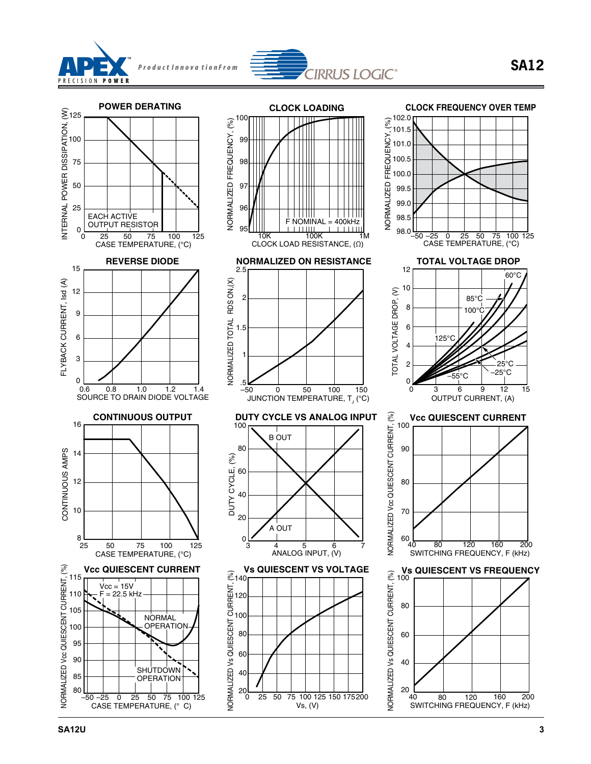### POWER DERATING

INTERNAL POWER DISSIPATION, (W)

125
100
75
50
25
0

EACH ACTIVE OUTPUT RESISTOR

0 25 50 75 100 125

CASE TEMPERATURE, (°C)

### CLOCK LOADING

NORMALIZED FREQUENCY, (%)

100
99
98
97
96
95

F NOMINAL = 400kHz

10K 100K 1M

CLOCK LOAD RESISTANCE, (Ω)

### CLOCK FREQUENCY OVER TEMP

NORMALIZED FREQUENCY, (%)

102.0
101.5
101.0
100.5
100.0
99.5
99.0
98.5
98.0

–50 –25 0 25 50 75 100 125

CASE TEMPERATURE, (°C)

### REVERSE DIODE

FLYBACK CURRENT, Isd (A)

15
12
9
6
3
0

0.6 0.8 1.0 1.2 1.4

SOURCE TO DRAIN DIODE VOLTAGE

### NORMALIZED ON RESISTANCE

NORMALIZED TOTAL RDS ON,(X)

2.5
2
1.5
1
.5

–50 0 50 100 150

JUNCTION TEMPERATURE, $T_J$ (°C)

### TOTAL VOLTAGE DROP

TOTAL VOLTAGE DROP, (V)

12
10
8
6
4
2
0

60°C
85°C
100°C
125°C
25°C
–25°C
–55°C

0 3 6 9 12 15

OUTPUT CURRENT, (A)

### CONTINUOUS OUTPUT

CONTINUOUS AMPS

16
14
12
10
8

25 50 75 100 125

CASE TEMPERATURE, (°C)

### DUTY CYCLE VS ANALOG INPUT

DUTY CYCLE, (%)

100
80
60
40
20
0

B OUT
A OUT

3 4 5 6 7

ANALOG INPUT, (V)

### Vcc QUIESCENT CURRENT

NORMALIZED Vcc QUIESCENT CURRENT, (%)

100
90
80
70
60

40 80 120 160 200

SWITCHING FREQUENCY, F (kHz)

### Vcc QUIESCENT CURRENT

NORMALIZED Vcc QUIESCENT CURRENT, (%)

115
110
105
100
95
90
85
80

Vcc = 15V
F = 22.5 kHz
NORMAL OPERATION
SHUTDOWN OPERATION

–50 –25 0 25 50 75 100 125

CASE TEMPERATURE, (° C)

### Vs QUIESCENT VS VOLTAGE

NORMALIZED Vs QUIESCENT CURRENT, (%)

140
120
100
80
60
40
20

0 25 50 75 100 125 150 175 200

Vs, (V)

### Vs QUIESCENT VS FREQUENCY

NORMALIZED Vs QUIESCENT CURRENT, (%)

100
80
60
40
20

40 80 120 160 200

SWITCHING FREQUENCY, F (kHz)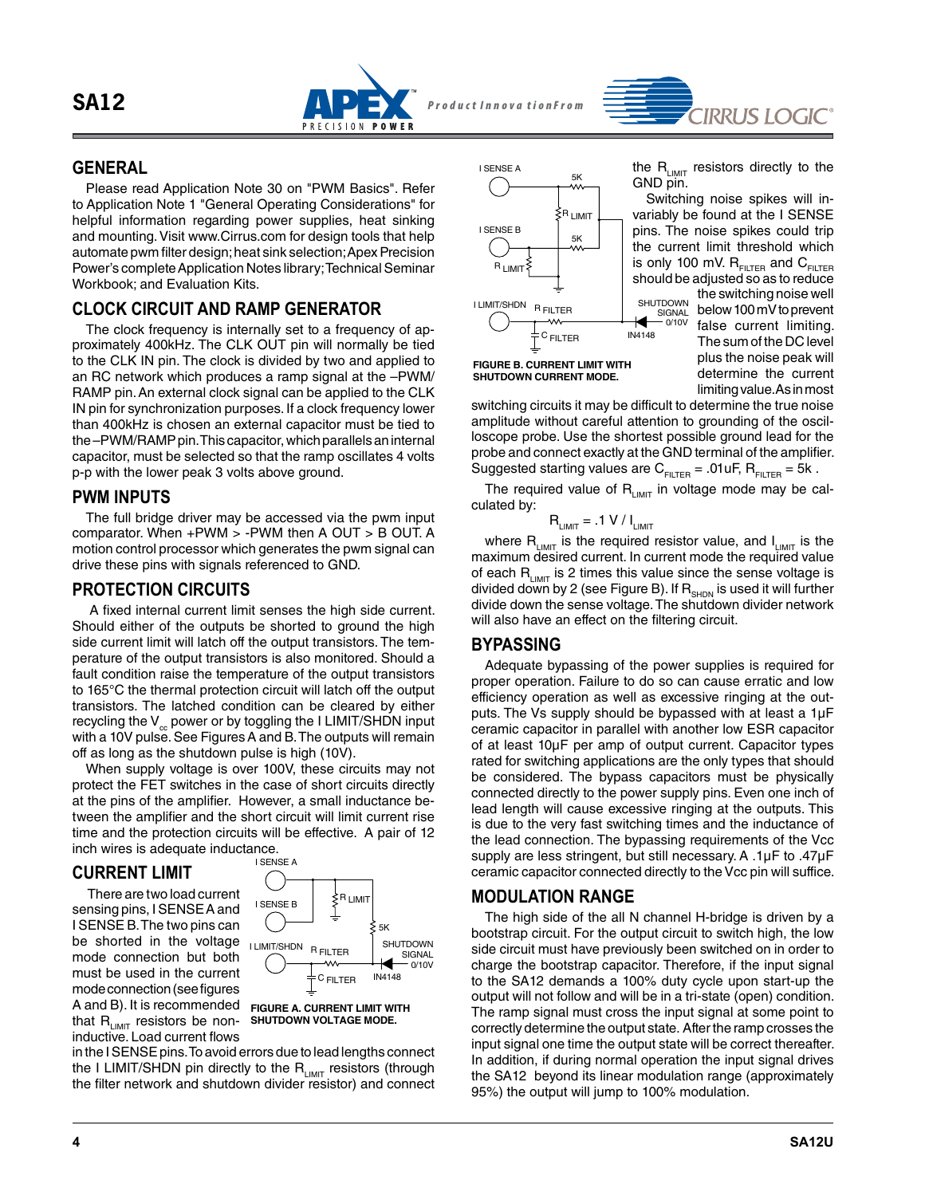## GENERAL

Please read Application Note 30 on "PWM Basics". Refer to Application Note 1 "General Operating Considerations" for helpful information regarding power supplies, heat sinking and mounting. Visit www.Cirrus.com for design tools that help automate pwm filter design; heat sink selection; Apex Precision Power's complete Application Notes library; Technical Seminar Workbook; and Evaluation Kits.

## CLOCK CIRCUIT AND RAMP GENERATOR

The clock frequency is internally set to a frequency of approximately 400kHz. The CLK OUT pin will normally be tied to the CLK IN pin. The clock is divided by two and applied to an RC network which produces a ramp signal at the –PWM/RAMP pin. An external clock signal can be applied to the CLK IN pin for synchronization purposes. If a clock frequency lower than 400kHz is chosen an external capacitor must be tied to the –PWM/RAMP pin. This capacitor, which parallels an internal capacitor, must be selected so that the ramp oscillates 4 volts p-p with the lower peak 3 volts above ground.

## PWM INPUTS

The full bridge driver may be accessed via the pwm input comparator. When +PWM > -PWM then A OUT > B OUT. A motion control processor which generates the pwm signal can drive these pins with signals referenced to GND.

## PROTECTION CIRCUITS

A fixed internal current limit senses the high side current. Should either of the outputs be shorted to ground the high side current limit will latch off the output transistors. The temperature of the output transistors is also monitored. Should a fault condition raise the temperature of the output transistors to 165°C the thermal protection circuit will latch off the output transistors. The latched condition can be cleared by either recycling the $V_{cc}$ power or by toggling the I LIMIT/SHDN input with a 10V pulse. See Figures A and B. The outputs will remain off as long as the shutdown pulse is high (10V).

When supply voltage is over 100V, these circuits may not protect the FET switches in the case of short circuits directly at the pins of the amplifier. However, a small inductance between the amplifier and the short circuit will limit current rise time and the protection circuits will be effective. A pair of 12 inch wires is adequate inductance.

## CURRENT LIMIT

There are two load current sensing pins, I SENSE A and I SENSE B. The two pins can be shorted in the voltage mode connection but both must be used in the current mode connection (see figures A and B). It is recommended that $R_{LIMIT}$ resistors be non-inductive. Load current flows in the I SENSE pins. To avoid errors due to lead lengths connect the I LIMIT/SHDN pin directly to the $R_{LIMIT}$ resistors (through the filter network and shutdown divider resistor) and connect the $R_{LIMIT}$ resistors directly to the GND pin.

I SENSE A
I SENSE B
R LIMIT
5K
I LIMIT/SHDN
R FILTER
C FILTER
SHUTDOWN SIGNAL
0/10V
IN4148

**FIGURE A. CURRENT LIMIT WITH SHUTDOWN VOLTAGE MODE.**

I SENSE A
5K
R LIMIT
I SENSE B
5K
R LIMIT
I LIMIT/SHDN
R FILTER
C FILTER
SHUTDOWN SIGNAL
0/10V
IN4148

**FIGURE B. CURRENT LIMIT WITH SHUTDOWN CURRENT MODE.**

Switching noise spikes will invariably be found at the I SENSE pins. The noise spikes could trip the current limit threshold which is only 100 mV. $R_{FILTER}$ and $C_{FILTER}$ should be adjusted so as to reduce the switching noise well below 100mV to prevent false current limiting. The sum of the DC level plus the noise peak will determine the current limiting value. As in most switching circuits it may be difficult to determine the true noise amplitude without careful attention to grounding of the oscilloscope probe. Use the shortest possible ground lead for the probe and connect exactly at the GND terminal of the amplifier. Suggested starting values are $C_{FILTER}$ = .01uF, $R_{FILTER}$ = 5k .

The required value of $R_{LIMIT}$ in voltage mode may be calculated by:

$$R_{LIMIT} = .1\ V / I_{LIMIT}$$

where $R_{LIMIT}$ is the required resistor value, and $I_{LIMIT}$ is the maximum desired current. In current mode the required value of each $R_{LIMIT}$ is 2 times this value since the sense voltage is divided down by 2 (see Figure B). If $R_{SHDN}$ is used it will further divide down the sense voltage. The shutdown divider network will also have an effect on the filtering circuit.

## BYPASSING

Adequate bypassing of the power supplies is required for proper operation. Failure to do so can cause erratic and low efficiency operation as well as excessive ringing at the outputs. The Vs supply should be bypassed with at least a 1µF ceramic capacitor in parallel with another low ESR capacitor of at least 10µF per amp of output current. Capacitor types rated for switching applications are the only types that should be considered. The bypass capacitors must be physically connected directly to the power supply pins. Even one inch of lead length will cause excessive ringing at the outputs. This is due to the very fast switching times and the inductance of the lead connection. The bypassing requirements of the Vcc supply are less stringent, but still necessary. A .1µF to .47µF ceramic capacitor connected directly to the Vcc pin will suffice.

## MODULATION RANGE

The high side of the all N channel H-bridge is driven by a bootstrap circuit. For the output circuit to switch high, the low side circuit must have previously been switched on in order to charge the bootstrap capacitor. Therefore, if the input signal to the SA12 demands a 100% duty cycle upon start-up the output will not follow and will be in a tri-state (open) condition. The ramp signal must cross the input signal at some point to correctly determine the output state. After the ramp crosses the input signal one time the output state will be correct thereafter. In addition, if during normal operation the input signal drives the SA12 beyond its linear modulation range (approximately 95%) the output will jump to 100% modulation.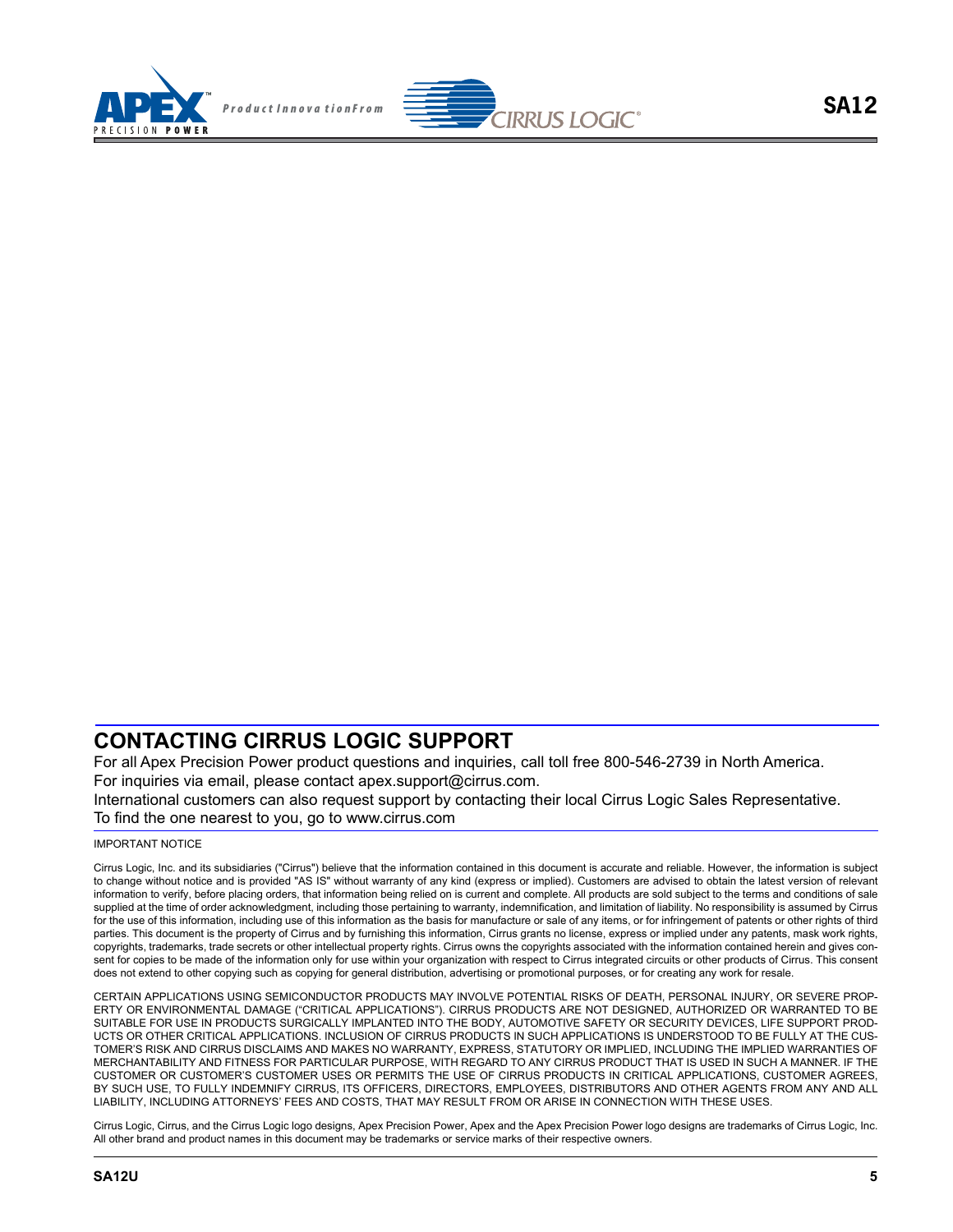## CONTACTING CIRRUS LOGIC SUPPORT

For all Apex Precision Power product questions and inquiries, call toll free 800-546-2739 in North America.
For inquiries via email, please contact apex.support@cirrus.com.
International customers can also request support by contacting their local Cirrus Logic Sales Representative.
To find the one nearest to you, go to www.cirrus.com

IMPORTANT NOTICE

Cirrus Logic, Inc. and its subsidiaries ("Cirrus") believe that the information contained in this document is accurate and reliable. However, the information is subject to change without notice and is provided "AS IS" without warranty of any kind (express or implied). Customers are advised to obtain the latest version of relevant information to verify, before placing orders, that information being relied on is current and complete. All products are sold subject to the terms and conditions of sale supplied at the time of order acknowledgment, including those pertaining to warranty, indemnification, and limitation of liability. No responsibility is assumed by Cirrus for the use of this information, including use of this information as the basis for manufacture or sale of any items, or for infringement of patents or other rights of third parties. This document is the property of Cirrus and by furnishing this information, Cirrus grants no license, express or implied under any patents, mask work rights, copyrights, trademarks, trade secrets or other intellectual property rights. Cirrus owns the copyrights associated with the information contained herein and gives consent for copies to be made of the information only for use within your organization with respect to Cirrus integrated circuits or other products of Cirrus. This consent does not extend to other copying such as copying for general distribution, advertising or promotional purposes, or for creating any work for resale.

CERTAIN APPLICATIONS USING SEMICONDUCTOR PRODUCTS MAY INVOLVE POTENTIAL RISKS OF DEATH, PERSONAL INJURY, OR SEVERE PROPERTY OR ENVIRONMENTAL DAMAGE ("CRITICAL APPLICATIONS"). CIRRUS PRODUCTS ARE NOT DESIGNED, AUTHORIZED OR WARRANTED TO BE SUITABLE FOR USE IN PRODUCTS SURGICALLY IMPLANTED INTO THE BODY, AUTOMOTIVE SAFETY OR SECURITY DEVICES, LIFE SUPPORT PRODUCTS OR OTHER CRITICAL APPLICATIONS. INCLUSION OF CIRRUS PRODUCTS IN SUCH APPLICATIONS IS UNDERSTOOD TO BE FULLY AT THE CUSTOMER'S RISK AND CIRRUS DISCLAIMS AND MAKES NO WARRANTY, EXPRESS, STATUTORY OR IMPLIED, INCLUDING THE IMPLIED WARRANTIES OF MERCHANTABILITY AND FITNESS FOR PARTICULAR PURPOSE, WITH REGARD TO ANY CIRRUS PRODUCT THAT IS USED IN SUCH A MANNER. IF THE CUSTOMER OR CUSTOMER'S CUSTOMER USES OR PERMITS THE USE OF CIRRUS PRODUCTS IN CRITICAL APPLICATIONS, CUSTOMER AGREES, BY SUCH USE, TO FULLY INDEMNIFY CIRRUS, ITS OFFICERS, DIRECTORS, EMPLOYEES, DISTRIBUTORS AND OTHER AGENTS FROM ANY AND ALL LIABILITY, INCLUDING ATTORNEYS' FEES AND COSTS, THAT MAY RESULT FROM OR ARISE IN CONNECTION WITH THESE USES.

Cirrus Logic, Cirrus, and the Cirrus Logic logo designs, Apex Precision Power, Apex and the Apex Precision Power logo designs are trademarks of Cirrus Logic, Inc. All other brand and product names in this document may be trademarks or service marks of their respective owners.